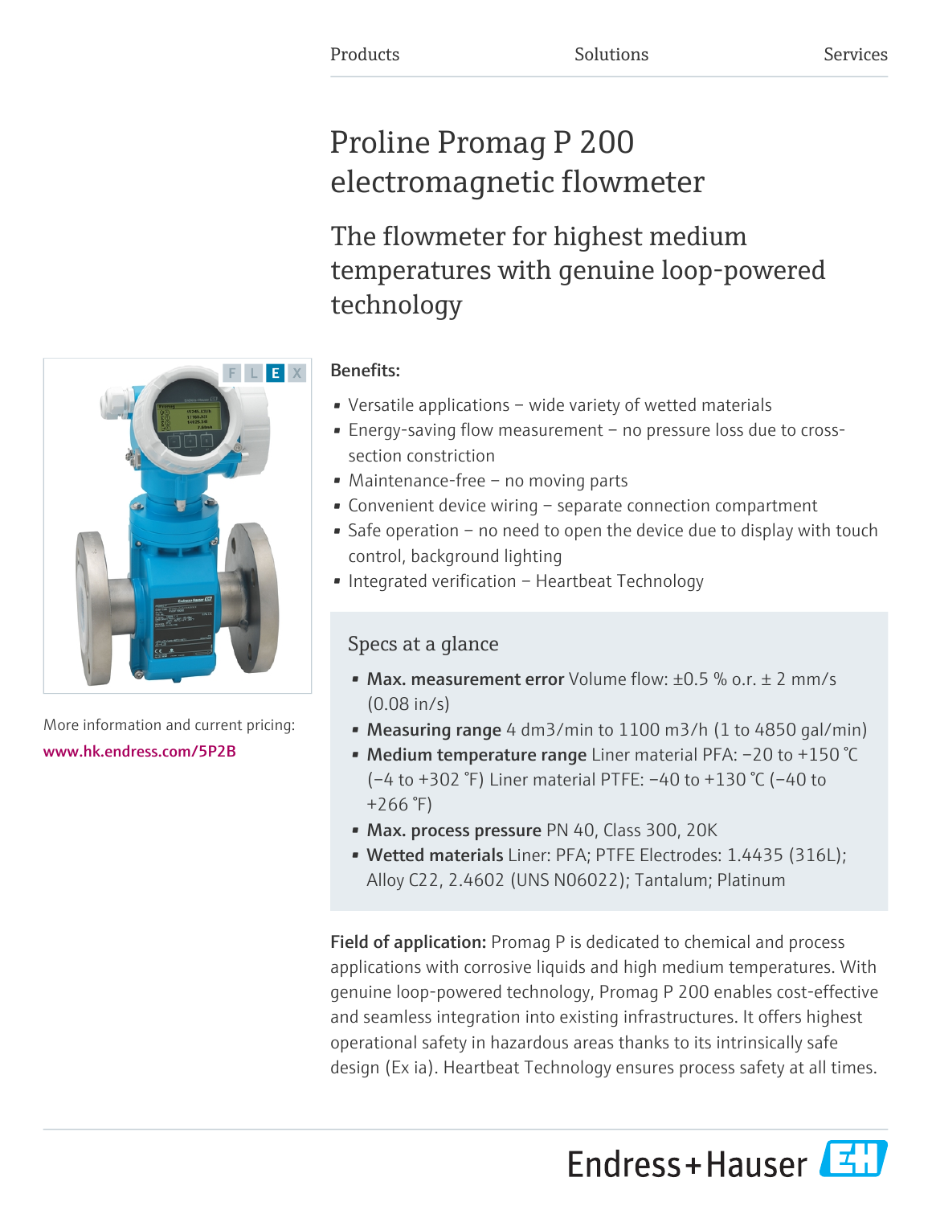Products Solutions Services

# Proline Promag P 200 electromagnetic flowmeter

## The flowmeter for highest medium temperatures with genuine loop-powered technology

More information and current pricing:
www.hk.endress.com/5P2B

**Benefits:**

- Versatile applications – wide variety of wetted materials
- Energy-saving flow measurement – no pressure loss due to cross-section constriction
- Maintenance-free – no moving parts
- Convenient device wiring – separate connection compartment
- Safe operation – no need to open the device due to display with touch control, background lighting
- Integrated verification – Heartbeat Technology

### Specs at a glance

- **Max. measurement error** Volume flow: ±0.5 % o.r. ± 2 mm/s (0.08 in/s)
- **Measuring range** 4 dm3/min to 1100 m3/h (1 to 4850 gal/min)
- **Medium temperature range** Liner material PFA: –20 to +150 °C (–4 to +302 °F) Liner material PTFE: –40 to +130 °C (–40 to +266 °F)
- **Max. process pressure** PN 40, Class 300, 20K
- **Wetted materials** Liner: PFA; PTFE Electrodes: 1.4435 (316L); Alloy C22, 2.4602 (UNS N06022); Tantalum; Platinum

**Field of application:** Promag P is dedicated to chemical and process applications with corrosive liquids and high medium temperatures. With genuine loop-powered technology, Promag P 200 enables cost-effective and seamless integration into existing infrastructures. It offers highest operational safety in hazardous areas thanks to its intrinsically safe design (Ex ia). Heartbeat Technology ensures process safety at all times.

Endress+Hauser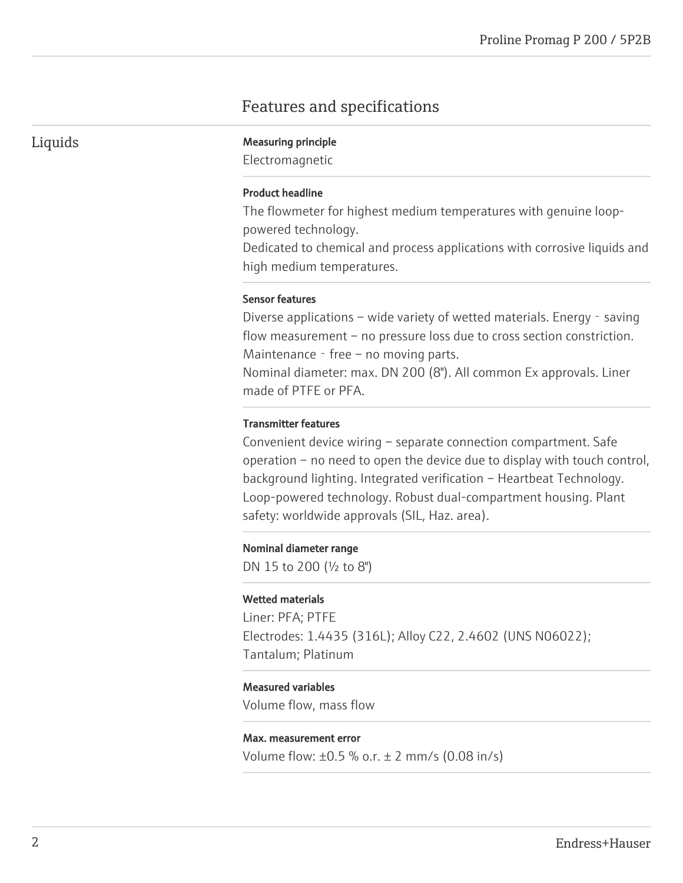# Features and specifications

## Liquids

**Measuring principle**

Electromagnetic

**Product headline**

The flowmeter for highest medium temperatures with genuine loop-powered technology.
Dedicated to chemical and process applications with corrosive liquids and high medium temperatures.

**Sensor features**

Diverse applications – wide variety of wetted materials. Energy‐saving flow measurement – no pressure loss due to cross section constriction. Maintenance‐free – no moving parts.
Nominal diameter: max. DN 200 (8"). All common Ex approvals. Liner made of PTFE or PFA.

**Transmitter features**

Convenient device wiring – separate connection compartment. Safe operation – no need to open the device due to display with touch control, background lighting. Integrated verification – Heartbeat Technology. Loop-powered technology. Robust dual-compartment housing. Plant safety: worldwide approvals (SIL, Haz. area).

**Nominal diameter range**

DN 15 to 200 (½ to 8")

**Wetted materials**

Liner: PFA; PTFE
Electrodes: 1.4435 (316L); Alloy C22, 2.4602 (UNS N06022); Tantalum; Platinum

**Measured variables**

Volume flow, mass flow

**Max. measurement error**

Volume flow: ±0.5 % o.r. ± 2 mm/s (0.08 in/s)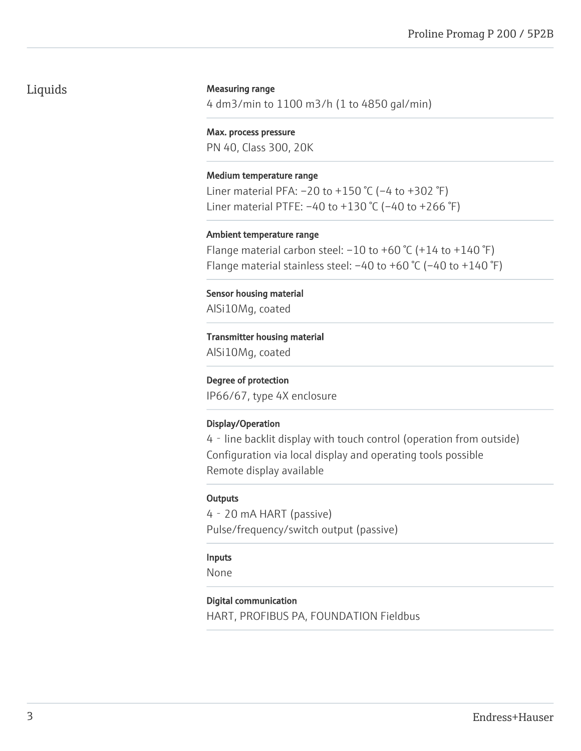## Liquids

**Measuring range**

4 dm3/min to 1100 m3/h (1 to 4850 gal/min)

**Max. process pressure**

PN 40, Class 300, 20K

**Medium temperature range**

Liner material PFA: −20 to +150 °C (−4 to +302 °F)
Liner material PTFE: −40 to +130 °C (−40 to +266 °F)

**Ambient temperature range**

Flange material carbon steel: −10 to +60 °C (+14 to +140 °F)
Flange material stainless steel: −40 to +60 °C (−40 to +140 °F)

**Sensor housing material**

AlSi10Mg, coated

**Transmitter housing material**

AlSi10Mg, coated

**Degree of protection**

IP66/67, type 4X enclosure

**Display/Operation**

4‐line backlit display with touch control (operation from outside)
Configuration via local display and operating tools possible
Remote display available

**Outputs**

4‐20 mA HART (passive)
Pulse/frequency/switch output (passive)

**Inputs**

None

**Digital communication**

HART, PROFIBUS PA, FOUNDATION Fieldbus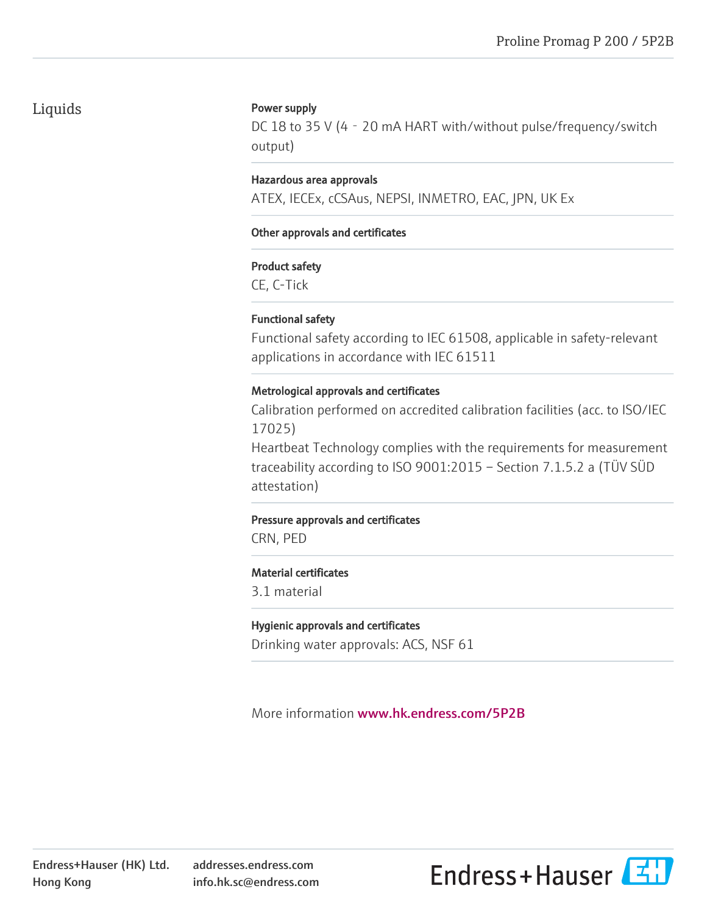## Liquids

**Power supply**

DC 18 to 35 V (4 ‑ 20 mA HART with/without pulse/frequency/switch output)

**Hazardous area approvals**

ATEX, IECEx, cCSAus, NEPSI, INMETRO, EAC, JPN, UK Ex

**Other approvals and certificates**

**Product safety**

CE, C-Tick

**Functional safety**

Functional safety according to IEC 61508, applicable in safety-relevant applications in accordance with IEC 61511

**Metrological approvals and certificates**

Calibration performed on accredited calibration facilities (acc. to ISO/IEC 17025)
Heartbeat Technology complies with the requirements for measurement traceability according to ISO 9001:2015 – Section 7.1.5.2 a (TÜV SÜD attestation)

**Pressure approvals and certificates**

CRN, PED

**Material certificates**

3.1 material

**Hygienic approvals and certificates**

Drinking water approvals: ACS, NSF 61

More information www.hk.endress.com/5P2B

Endress+Hauser (HK) Ltd.
Hong Kong

addresses.endress.com
info.hk.sc@endress.com